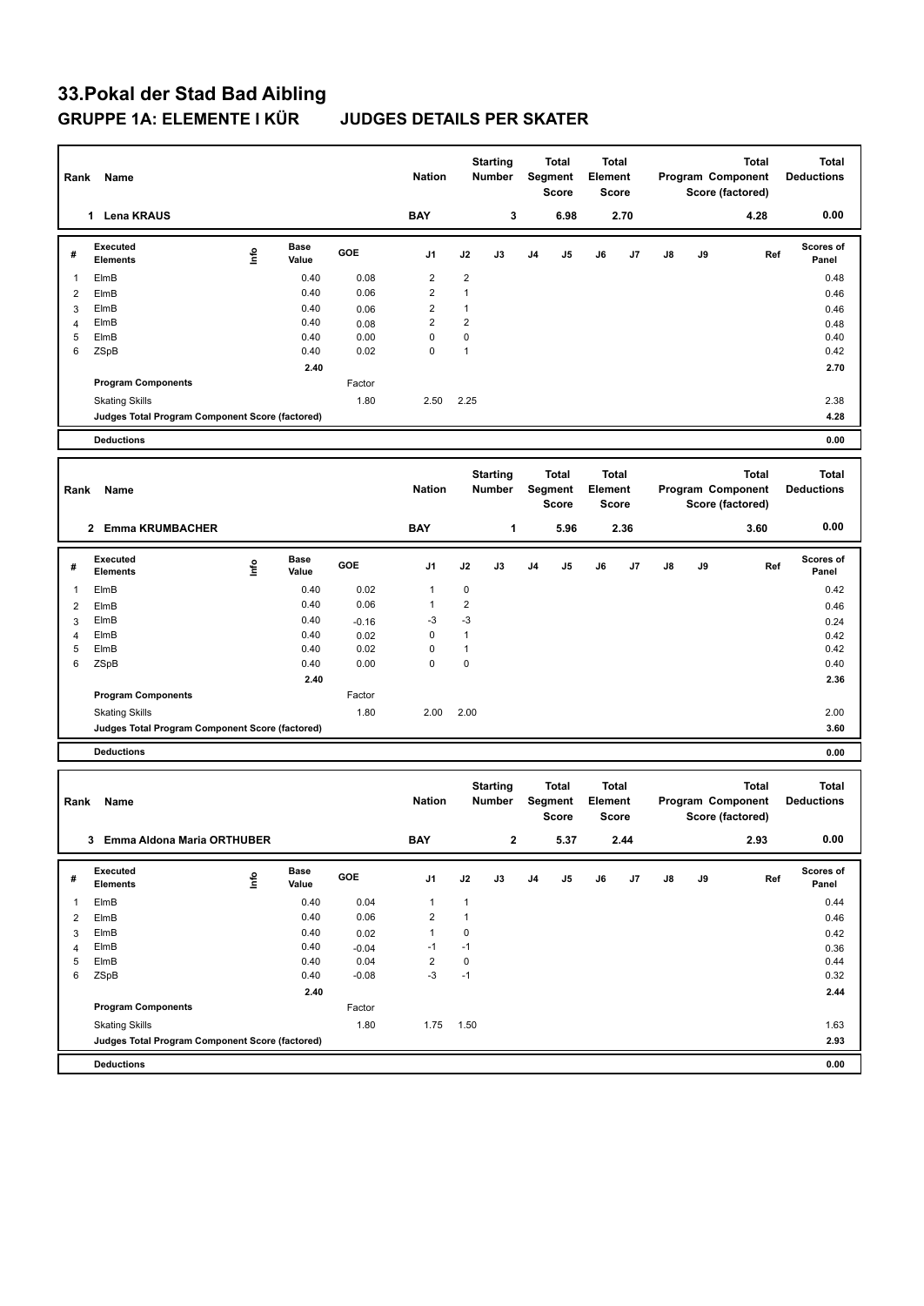# 33.Pokal der Stad Bad Aibling

## GRUPPE 1A: ELEMENTE I KÜR JUDGES DETAILS PER SKATER

| Rank | Name | Nation | Starting Number | Total Segment Score | Total Element Score | Total Program Component Score (factored) | Total Deductions |
|---|---|---|---|---|---|---|---|
| 1 | Lena KRAUS | BAY | 3 | 6.98 | 2.70 | 4.28 | 0.00 |

| # | Executed Elements | Info | Base Value | GOE | J1 | J2 | J3 | J4 | J5 | J6 | J7 | J8 | J9 | Ref | Scores of Panel |
|---|---|---|---|---|---|---|---|---|---|---|---|---|---|---|---|
| 1 | ElmB | | 0.40 | 0.08 | 2 | 2 | | | | | | | | | 0.48 |
| 2 | ElmB | | 0.40 | 0.06 | 2 | 1 | | | | | | | | | 0.46 |
| 3 | ElmB | | 0.40 | 0.06 | 2 | 1 | | | | | | | | | 0.46 |
| 4 | ElmB | | 0.40 | 0.08 | 2 | 2 | | | | | | | | | 0.48 |
| 5 | ElmB | | 0.40 | 0.00 | 0 | 0 | | | | | | | | | 0.40 |
| 6 | ZSpB | | 0.40 | 0.02 | 0 | 1 | | | | | | | | | 0.42 |
| | | | 2.40 | | | | | | | | | | | | 2.70 |
| | Program Components | | | Factor | | | | | | | | | | | |
| | Skating Skills | | | 1.80 | 2.50 | 2.25 | | | | | | | | | 2.38 |
| | Judges Total Program Component Score (factored) | | | | | | | | | | | | | | 4.28 |
| | Deductions | | | | | | | | | | | | | | 0.00 |

| Rank | Name | Nation | Starting Number | Total Segment Score | Total Element Score | Total Program Component Score (factored) | Total Deductions |
|---|---|---|---|---|---|---|---|
| 2 | Emma KRUMBACHER | BAY | 1 | 5.96 | 2.36 | 3.60 | 0.00 |

| # | Executed Elements | Info | Base Value | GOE | J1 | J2 | J3 | J4 | J5 | J6 | J7 | J8 | J9 | Ref | Scores of Panel |
|---|---|---|---|---|---|---|---|---|---|---|---|---|---|---|---|
| 1 | ElmB | | 0.40 | 0.02 | 1 | 0 | | | | | | | | | 0.42 |
| 2 | ElmB | | 0.40 | 0.06 | 1 | 2 | | | | | | | | | 0.46 |
| 3 | ElmB | | 0.40 | -0.16 | -3 | -3 | | | | | | | | | 0.24 |
| 4 | ElmB | | 0.40 | 0.02 | 0 | 1 | | | | | | | | | 0.42 |
| 5 | ElmB | | 0.40 | 0.02 | 0 | 1 | | | | | | | | | 0.42 |
| 6 | ZSpB | | 0.40 | 0.00 | 0 | 0 | | | | | | | | | 0.40 |
| | | | 2.40 | | | | | | | | | | | | 2.36 |
| | Program Components | | | Factor | | | | | | | | | | | |
| | Skating Skills | | | 1.80 | 2.00 | 2.00 | | | | | | | | | 2.00 |
| | Judges Total Program Component Score (factored) | | | | | | | | | | | | | | 3.60 |
| | Deductions | | | | | | | | | | | | | | 0.00 |

| Rank | Name | Nation | Starting Number | Total Segment Score | Total Element Score | Total Program Component Score (factored) | Total Deductions |
|---|---|---|---|---|---|---|---|
| 3 | Emma Aldona Maria ORTHUBER | BAY | 2 | 5.37 | 2.44 | 2.93 | 0.00 |

| # | Executed Elements | Info | Base Value | GOE | J1 | J2 | J3 | J4 | J5 | J6 | J7 | J8 | J9 | Ref | Scores of Panel |
|---|---|---|---|---|---|---|---|---|---|---|---|---|---|---|---|
| 1 | ElmB | | 0.40 | 0.04 | 1 | 1 | | | | | | | | | 0.44 |
| 2 | ElmB | | 0.40 | 0.06 | 2 | 1 | | | | | | | | | 0.46 |
| 3 | ElmB | | 0.40 | 0.02 | 1 | 0 | | | | | | | | | 0.42 |
| 4 | ElmB | | 0.40 | -0.04 | -1 | -1 | | | | | | | | | 0.36 |
| 5 | ElmB | | 0.40 | 0.04 | 2 | 0 | | | | | | | | | 0.44 |
| 6 | ZSpB | | 0.40 | -0.08 | -3 | -1 | | | | | | | | | 0.32 |
| | | | 2.40 | | | | | | | | | | | | 2.44 |
| | Program Components | | | Factor | | | | | | | | | | | |
| | Skating Skills | | | 1.80 | 1.75 | 1.50 | | | | | | | | | 1.63 |
| | Judges Total Program Component Score (factored) | | | | | | | | | | | | | | 2.93 |
| | Deductions | | | | | | | | | | | | | | 0.00 |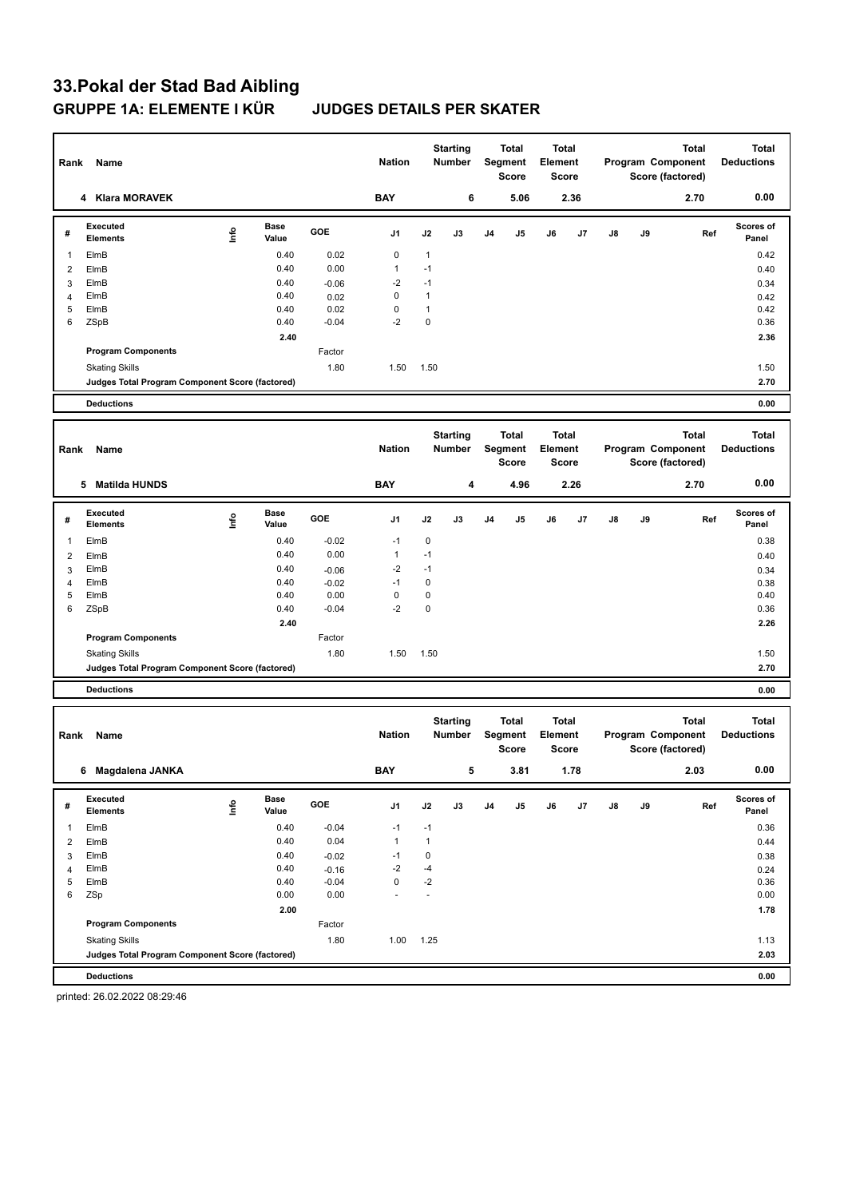# 33.Pokal der Stad Bad Aibling

## GRUPPE 1A: ELEMENTE I KÜR JUDGES DETAILS PER SKATER

| Rank | Name | Nation | Starting Number | Total Segment Score | Total Element Score | Total Program Component Score (factored) | Total Deductions |
|---|---|---|---|---|---|---|---|
| 4 | Klara MORAVEK | BAY | 6 | 5.06 | 2.36 | 2.70 | 0.00 |

| # | Executed Elements | Info | Base Value | GOE | J1 | J2 | J3 | J4 | J5 | J6 | J7 | J8 | J9 | Ref | Scores of Panel |
|---|---|---|---|---|---|---|---|---|---|---|---|---|---|---|---|
| 1 | ElmB | | 0.40 | 0.02 | 0 | 1 | | | | | | | | | 0.42 |
| 2 | ElmB | | 0.40 | 0.00 | 1 | -1 | | | | | | | | | 0.40 |
| 3 | ElmB | | 0.40 | -0.06 | -2 | -1 | | | | | | | | | 0.34 |
| 4 | ElmB | | 0.40 | 0.02 | 0 | 1 | | | | | | | | | 0.42 |
| 5 | ElmB | | 0.40 | 0.02 | 0 | 1 | | | | | | | | | 0.42 |
| 6 | ZSpB | | 0.40 | -0.04 | -2 | 0 | | | | | | | | | 0.36 |
| | | | 2.40 | | | | | | | | | | | | 2.36 |
| | Program Components | | | Factor | | | | | | | | | | | |
| | Skating Skills | | | 1.80 | 1.50 | 1.50 | | | | | | | | | 1.50 |
| | Judges Total Program Component Score (factored) | | | | | | | | | | | | | | 2.70 |
| | Deductions | | | | | | | | | | | | | | 0.00 |

| Rank | Name | Nation | Starting Number | Total Segment Score | Total Element Score | Total Program Component Score (factored) | Total Deductions |
|---|---|---|---|---|---|---|---|
| 5 | Matilda HUNDS | BAY | 4 | 4.96 | 2.26 | 2.70 | 0.00 |

| # | Executed Elements | Info | Base Value | GOE | J1 | J2 | J3 | J4 | J5 | J6 | J7 | J8 | J9 | Ref | Scores of Panel |
|---|---|---|---|---|---|---|---|---|---|---|---|---|---|---|---|
| 1 | ElmB | | 0.40 | -0.02 | -1 | 0 | | | | | | | | | 0.38 |
| 2 | ElmB | | 0.40 | 0.00 | 1 | -1 | | | | | | | | | 0.40 |
| 3 | ElmB | | 0.40 | -0.06 | -2 | -1 | | | | | | | | | 0.34 |
| 4 | ElmB | | 0.40 | -0.02 | -1 | 0 | | | | | | | | | 0.38 |
| 5 | ElmB | | 0.40 | 0.00 | 0 | 0 | | | | | | | | | 0.40 |
| 6 | ZSpB | | 0.40 | -0.04 | -2 | 0 | | | | | | | | | 0.36 |
| | | | 2.40 | | | | | | | | | | | | 2.26 |
| | Program Components | | | Factor | | | | | | | | | | | |
| | Skating Skills | | | 1.80 | 1.50 | 1.50 | | | | | | | | | 1.50 |
| | Judges Total Program Component Score (factored) | | | | | | | | | | | | | | 2.70 |
| | Deductions | | | | | | | | | | | | | | 0.00 |

| Rank | Name | Nation | Starting Number | Total Segment Score | Total Element Score | Total Program Component Score (factored) | Total Deductions |
|---|---|---|---|---|---|---|---|
| 6 | Magdalena JANKA | BAY | 5 | 3.81 | 1.78 | 2.03 | 0.00 |

| # | Executed Elements | Info | Base Value | GOE | J1 | J2 | J3 | J4 | J5 | J6 | J7 | J8 | J9 | Ref | Scores of Panel |
|---|---|---|---|---|---|---|---|---|---|---|---|---|---|---|---|
| 1 | ElmB | | 0.40 | -0.04 | -1 | -1 | | | | | | | | | 0.36 |
| 2 | ElmB | | 0.40 | 0.04 | 1 | 1 | | | | | | | | | 0.44 |
| 3 | ElmB | | 0.40 | -0.02 | -1 | 0 | | | | | | | | | 0.38 |
| 4 | ElmB | | 0.40 | -0.16 | -2 | -4 | | | | | | | | | 0.24 |
| 5 | ElmB | | 0.40 | -0.04 | 0 | -2 | | | | | | | | | 0.36 |
| 6 | ZSp | | 0.00 | 0.00 | - | - | | | | | | | | | 0.00 |
| | | | 2.00 | | | | | | | | | | | | 1.78 |
| | Program Components | | | Factor | | | | | | | | | | | |
| | Skating Skills | | | 1.80 | 1.00 | 1.25 | | | | | | | | | 1.13 |
| | Judges Total Program Component Score (factored) | | | | | | | | | | | | | | 2.03 |
| | Deductions | | | | | | | | | | | | | | 0.00 |

printed: 26.02.2022 08:29:46